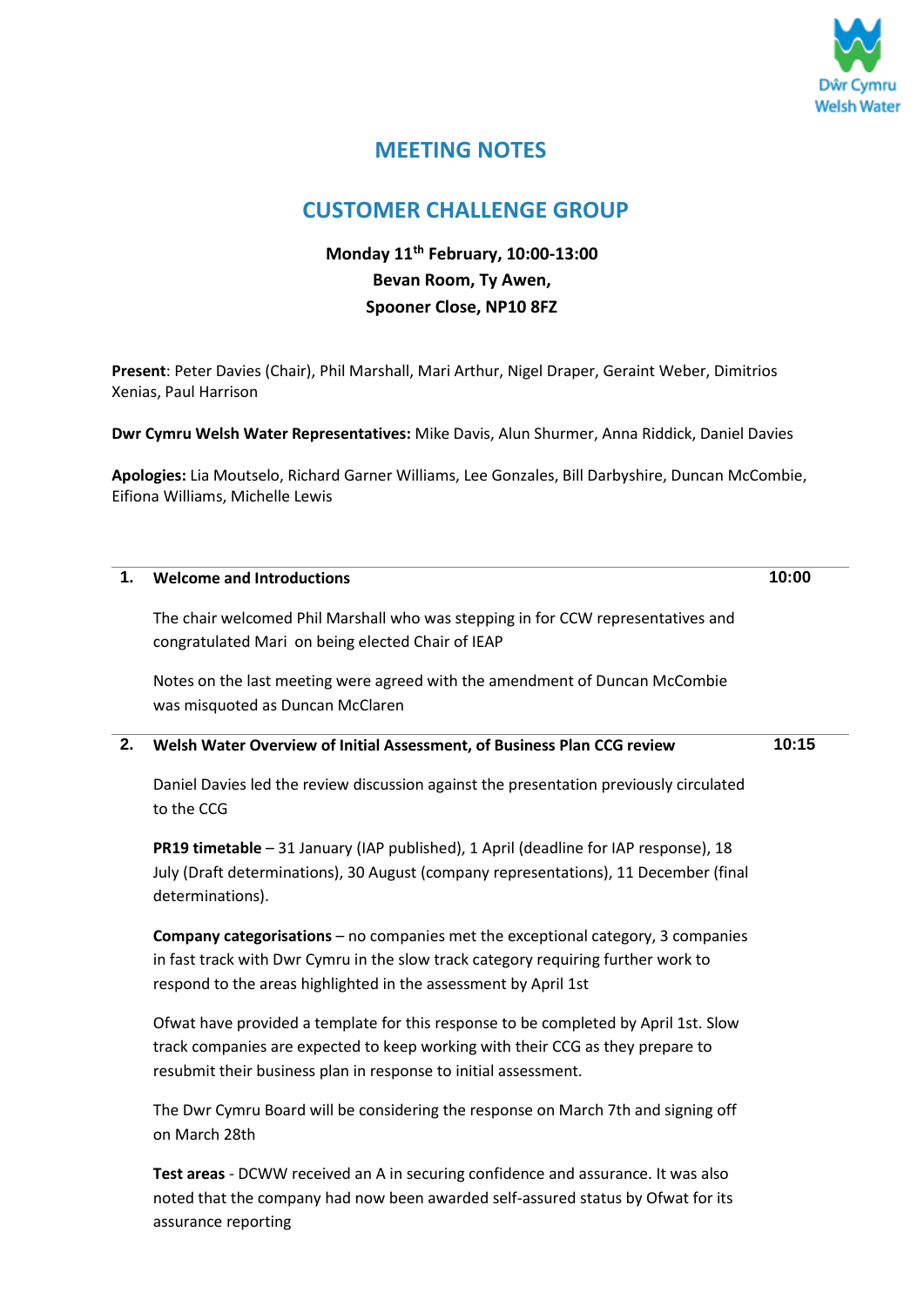# MEETING NOTES

# CUSTOMER CHALLENGE GROUP

**Monday 11th February, 10:00-13:00**
**Bevan Room, Ty Awen,**
**Spooner Close, NP10 8FZ**

**Present**: Peter Davies (Chair), Phil Marshall, Mari Arthur, Nigel Draper, Geraint Weber, Dimitrios Xenias, Paul Harrison

**Dwr Cymru Welsh Water Representatives:** Mike Davis, Alun Shurmer, Anna Riddick, Daniel Davies

**Apologies:** Lia Moutselo, Richard Garner Williams, Lee Gonzales, Bill Darbyshire, Duncan McCombie, Eifiona Williams, Michelle Lewis

## 1. Welcome and Introductions — 10:00

The chair welcomed Phil Marshall who was stepping in for CCW representatives and congratulated Mari on being elected Chair of IEAP

Notes on the last meeting were agreed with the amendment of Duncan McCombie was misquoted as Duncan McClaren

## 2. Welsh Water Overview of Initial Assessment, of Business Plan CCG review — 10:15

Daniel Davies led the review discussion against the presentation previously circulated to the CCG

**PR19 timetable** – 31 January (IAP published), 1 April (deadline for IAP response), 18 July (Draft determinations), 30 August (company representations), 11 December (final determinations).

**Company categorisations** – no companies met the exceptional category, 3 companies in fast track with Dwr Cymru in the slow track category requiring further work to respond to the areas highlighted in the assessment by April 1st

Ofwat have provided a template for this response to be completed by April 1st. Slow track companies are expected to keep working with their CCG as they prepare to resubmit their business plan in response to initial assessment.

The Dwr Cymru Board will be considering the response on March 7th and signing off on March 28th

**Test areas** - DCWW received an A in securing confidence and assurance. It was also noted that the company had now been awarded self-assured status by Ofwat for its assurance reporting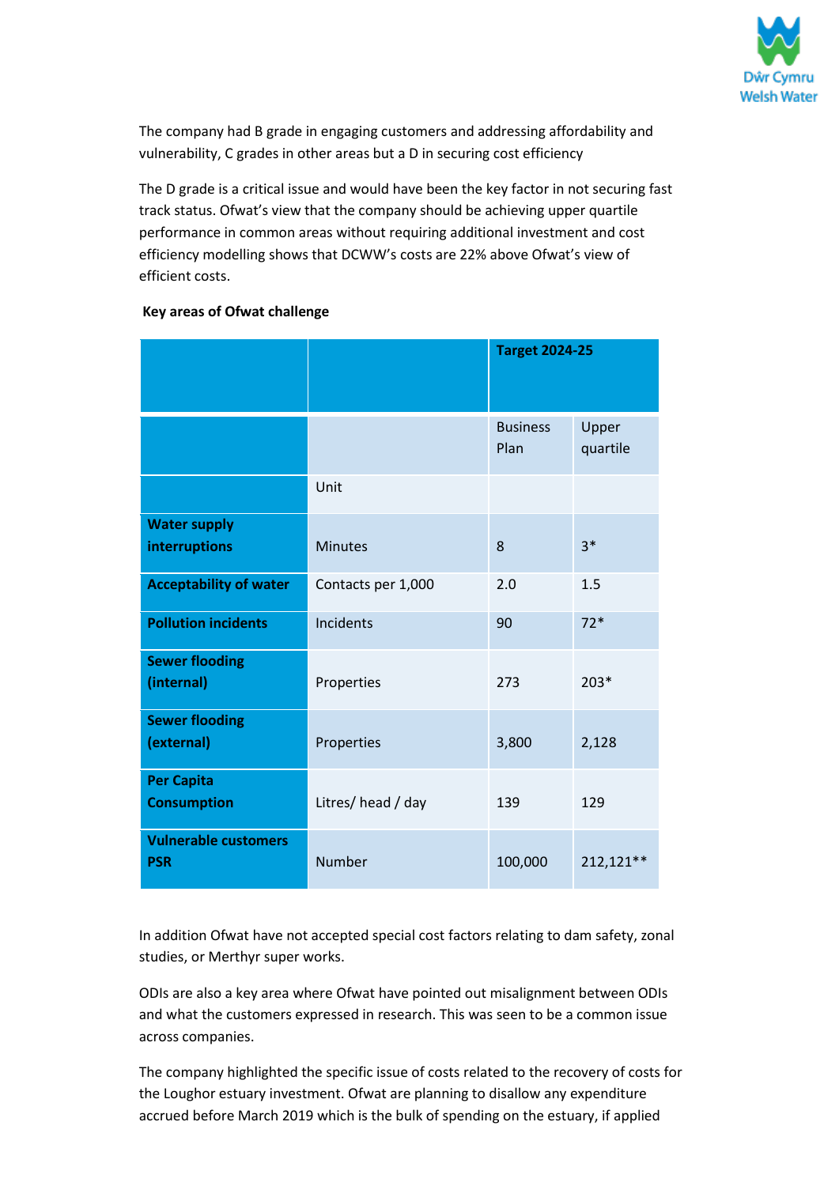The company had B grade in engaging customers and addressing affordability and vulnerability, C grades in other areas but a D in securing cost efficiency

The D grade is a critical issue and would have been the key factor in not securing fast track status. Ofwat's view that the company should be achieving upper quartile performance in common areas without requiring additional investment and cost efficiency modelling shows that DCWW's costs are 22% above Ofwat's view of efficient costs.

**Key areas of Ofwat challenge**

| | | **Target 2024-25** | |
|---|---|---|---|
| | | Business Plan | Upper quartile |
| | Unit | | |
| **Water supply interruptions** | Minutes | 8 | 3* |
| **Acceptability of water** | Contacts per 1,000 | 2.0 | 1.5 |
| **Pollution incidents** | Incidents | 90 | 72* |
| **Sewer flooding (internal)** | Properties | 273 | 203* |
| **Sewer flooding (external)** | Properties | 3,800 | 2,128 |
| **Per Capita Consumption** | Litres/ head / day | 139 | 129 |
| **Vulnerable customers PSR** | Number | 100,000 | 212,121** |

In addition Ofwat have not accepted special cost factors relating to dam safety, zonal studies, or Merthyr super works.

ODIs are also a key area where Ofwat have pointed out misalignment between ODIs and what the customers expressed in research. This was seen to be a common issue across companies.

The company highlighted the specific issue of costs related to the recovery of costs for the Loughor estuary investment. Ofwat are planning to disallow any expenditure accrued before March 2019 which is the bulk of spending on the estuary, if applied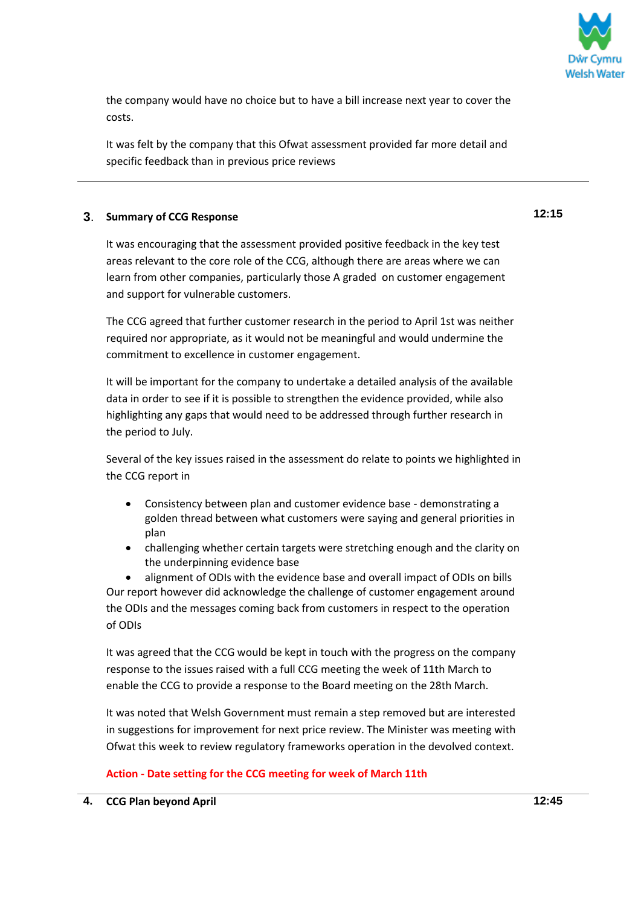the company would have no choice but to have a bill increase next year to cover the costs.

It was felt by the company that this Ofwat assessment provided far more detail and specific feedback than in previous price reviews

---

## 3. Summary of CCG Response — 12:15

It was encouraging that the assessment provided positive feedback in the key test areas relevant to the core role of the CCG, although there are areas where we can learn from other companies, particularly those A graded on customer engagement and support for vulnerable customers.

The CCG agreed that further customer research in the period to April 1st was neither required nor appropriate, as it would not be meaningful and would undermine the commitment to excellence in customer engagement.

It will be important for the company to undertake a detailed analysis of the available data in order to see if it is possible to strengthen the evidence provided, while also highlighting any gaps that would need to be addressed through further research in the period to July.

Several of the key issues raised in the assessment do relate to points we highlighted in the CCG report in

- Consistency between plan and customer evidence base - demonstrating a golden thread between what customers were saying and general priorities in plan
- challenging whether certain targets were stretching enough and the clarity on the underpinning evidence base
- alignment of ODIs with the evidence base and overall impact of ODIs on bills

Our report however did acknowledge the challenge of customer engagement around the ODIs and the messages coming back from customers in respect to the operation of ODIs

It was agreed that the CCG would be kept in touch with the progress on the company response to the issues raised with a full CCG meeting the week of 11th March to enable the CCG to provide a response to the Board meeting on the 28th March.

It was noted that Welsh Government must remain a step removed but are interested in suggestions for improvement for next price review. The Minister was meeting with Ofwat this week to review regulatory frameworks operation in the devolved context.

**Action - Date setting for the CCG meeting for week of March 11th**

---

## 4. CCG Plan beyond April — 12:45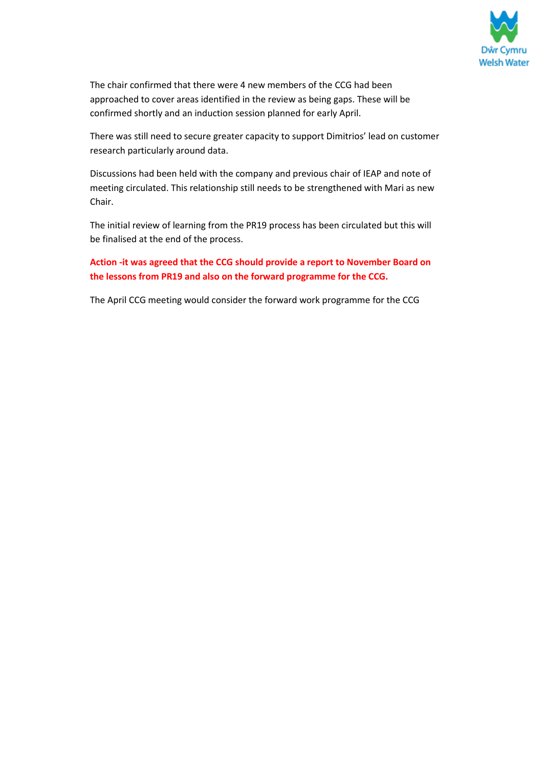The chair confirmed that there were 4 new members of the CCG had been approached to cover areas identified in the review as being gaps. These will be confirmed shortly and an induction session planned for early April.

There was still need to secure greater capacity to support Dimitrios' lead on customer research particularly around data.

Discussions had been held with the company and previous chair of IEAP and note of meeting circulated. This relationship still needs to be strengthened with Mari as new Chair.

The initial review of learning from the PR19 process has been circulated but this will be finalised at the end of the process.

**Action -it was agreed that the CCG should provide a report to November Board on the lessons from PR19 and also on the forward programme for the CCG.**

The April CCG meeting would consider the forward work programme for the CCG